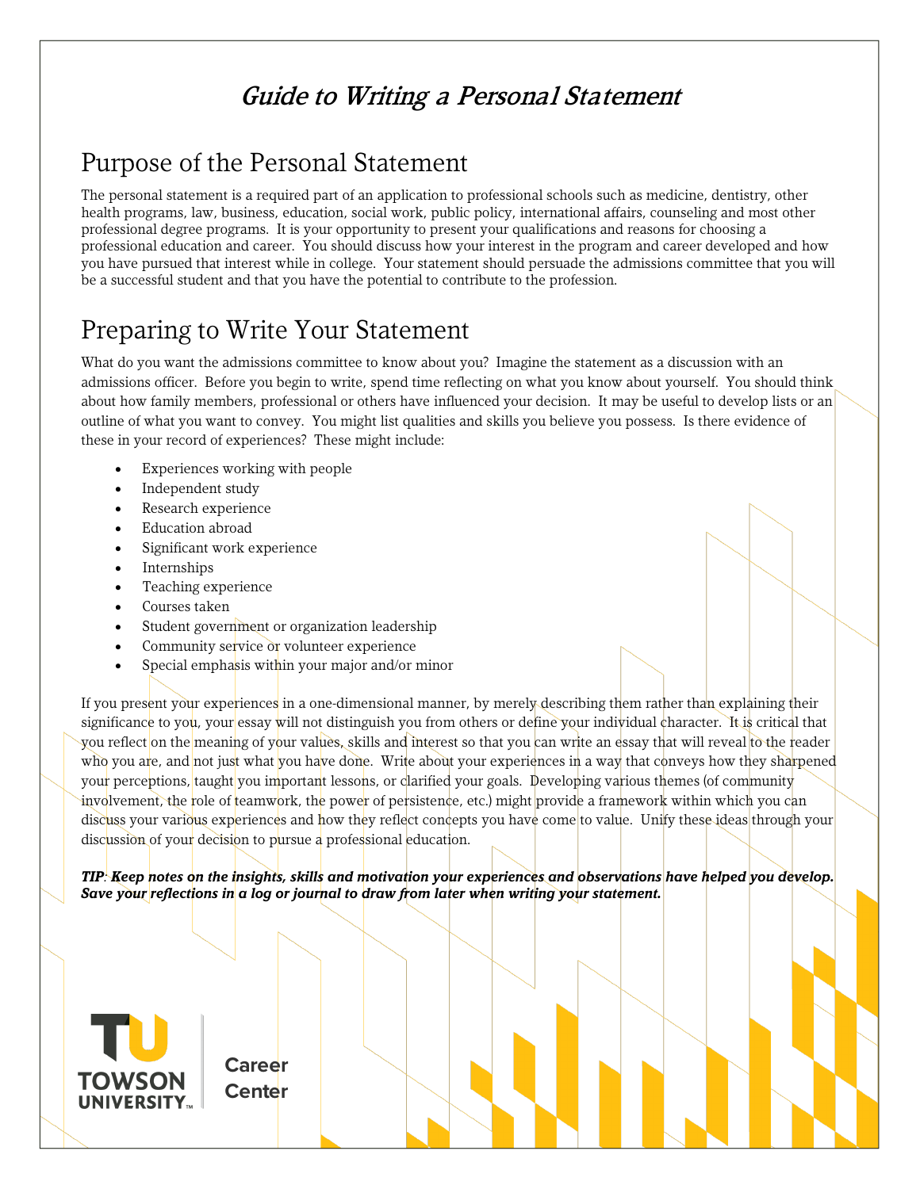# *Guide to Writing a Personal Statement*

## Purpose of the Personal Statement

The personal statement is a required part of an application to professional schools such as medicine, dentistry, other health programs, law, business, education, social work, public policy, international affairs, counseling and most other professional degree programs. It is your opportunity to present your qualifications and reasons for choosing a professional education and career. You should discuss how your interest in the program and career developed and how you have pursued that interest while in college. Your statement should persuade the admissions committee that you will be a successful student and that you have the potential to contribute to the profession.

## Preparing to Write Your Statement

What do you want the admissions committee to know about you? Imagine the statement as a discussion with an admissions officer. Before you begin to write, spend time reflecting on what you know about yourself. You should think about how family members, professional or others have influenced your decision. It may be useful to develop lists or an outline of what you want to convey. You might list qualities and skills you believe you possess. Is there evidence of these in your record of experiences? These might include:

- Experiences working with people
- Independent study
- Research experience
- Education abroad
- Significant work experience
- Internships
- Teaching experience
- Courses taken
- Student government or organization leadership
- Community service or volunteer experience
- Special emphasis within your major and/or minor

If you present your experiences in a one-dimensional manner, by merely describing them rather than explaining their significance to you, your essay will not distinguish you from others or define your individual character. It is critical that you reflect on the meaning of your values, skills and interest so that you can write an essay that will reveal to the reader who you are, and not just what you have done. Write about your experiences in a way that conveys how they sharpened your perceptions, taught you important lessons, or clarified your goals. Developing various themes (of community involvement, the role of teamwork, the power of persistence, etc.) might provide a framework within which you can discuss your various experiences and how they reflect concepts you have come to value. Unify these ideas through your discussion of your decision to pursue a professional education.

***TIP**: Keep notes on the insights, skills and motivation your experiences and observations have helped you develop. Save your reflections in a log or journal to draw from later when writing your statement.*

TOWSON UNIVERSITY Career Center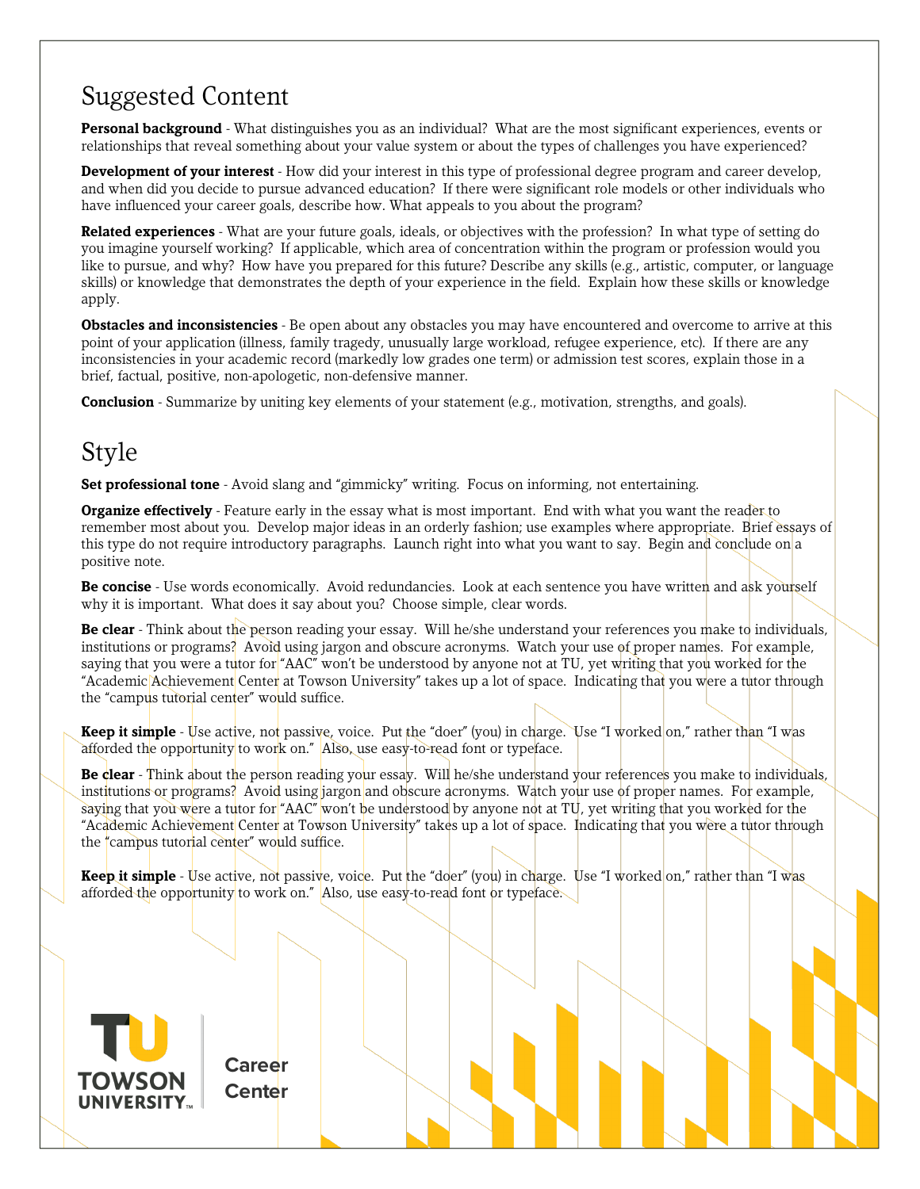## Suggested Content

**Personal background** - What distinguishes you as an individual? What are the most significant experiences, events or relationships that reveal something about your value system or about the types of challenges you have experienced?

**Development of your interest** - How did your interest in this type of professional degree program and career develop, and when did you decide to pursue advanced education? If there were significant role models or other individuals who have influenced your career goals, describe how. What appeals to you about the program?

**Related experiences** - What are your future goals, ideals, or objectives with the profession? In what type of setting do you imagine yourself working? If applicable, which area of concentration within the program or profession would you like to pursue, and why? How have you prepared for this future? Describe any skills (e.g., artistic, computer, or language skills) or knowledge that demonstrates the depth of your experience in the field. Explain how these skills or knowledge apply.

**Obstacles and inconsistencies** - Be open about any obstacles you may have encountered and overcome to arrive at this point of your application (illness, family tragedy, unusually large workload, refugee experience, etc). If there are any inconsistencies in your academic record (markedly low grades one term) or admission test scores, explain those in a brief, factual, positive, non-apologetic, non-defensive manner.

**Conclusion** - Summarize by uniting key elements of your statement (e.g., motivation, strengths, and goals).

## Style

**Set professional tone** - Avoid slang and "gimmicky" writing. Focus on informing, not entertaining.

**Organize effectively** - Feature early in the essay what is most important. End with what you want the reader to remember most about you. Develop major ideas in an orderly fashion; use examples where appropriate. Brief essays of this type do not require introductory paragraphs. Launch right into what you want to say. Begin and conclude on a positive note.

**Be concise** - Use words economically. Avoid redundancies. Look at each sentence you have written and ask yourself why it is important. What does it say about you? Choose simple, clear words.

**Be clear** - Think about the person reading your essay. Will he/she understand your references you make to individuals, institutions or programs? Avoid using jargon and obscure acronyms. Watch your use of proper names. For example, saying that you were a tutor for "AAC" won't be understood by anyone not at TU, yet writing that you worked for the "Academic Achievement Center at Towson University" takes up a lot of space. Indicating that you were a tutor through the "campus tutorial center" would suffice.

**Keep it simple** - Use active, not passive, voice. Put the "doer" (you) in charge. Use "I worked on," rather than "I was afforded the opportunity to work on." Also, use easy-to-read font or typeface.

**Be clear** - Think about the person reading your essay. Will he/she understand your references you make to individuals, institutions or programs? Avoid using jargon and obscure acronyms. Watch your use of proper names. For example, saying that you were a tutor for "AAC" won't be understood by anyone not at TU, yet writing that you worked for the "Academic Achievement Center at Towson University" takes up a lot of space. Indicating that you were a tutor through the "campus tutorial center" would suffice.

**Keep it simple** - Use active, not passive, voice. Put the "doer" (you) in charge. Use "I worked on," rather than "I was afforded the opportunity to work on." Also, use easy-to-read font or typeface.

TU TOWSON UNIVERSITY Career Center